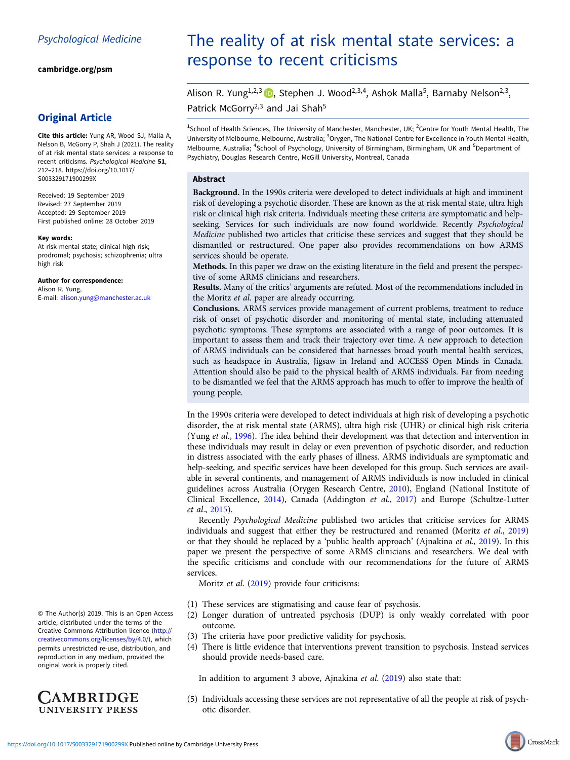Psychological Medicine

cambridge.org/psm

## Original Article

**Cite this article:** Yung AR, Wood SJ, Malla A, Nelson B, McGorry P, Shah J (2021). The reality of at risk mental state services: a response to recent criticisms. *Psychological Medicine* **51**, 212–218. https://doi.org/10.1017/S003329171900299X

Received: 19 September 2019
Revised: 27 September 2019
Accepted: 29 September 2019
First published online: 28 October 2019

**Key words:**
At risk mental state; clinical high risk; prodromal; psychosis; schizophrenia; ultra high risk

**Author for correspondence:**
Alison R. Yung,
E-mail: alison.yung@manchester.ac.uk

© The Author(s) 2019. This is an Open Access article, distributed under the terms of the Creative Commons Attribution licence (http://creativecommons.org/licenses/by/4.0/), which permits unrestricted re-use, distribution, and reproduction in any medium, provided the original work is properly cited.

# The reality of at risk mental state services: a response to recent criticisms

Alison R. Yung[1,2,3], Stephen J. Wood[2,3,4], Ashok Malla[5], Barnaby Nelson[2,3], Patrick McGorry[2,3] and Jai Shah[5]

[1]School of Health Sciences, The University of Manchester, Manchester, UK; [2]Centre for Youth Mental Health, The University of Melbourne, Melbourne, Australia; [3]Orygen, The National Centre for Excellence in Youth Mental Health, Melbourne, Australia; [4]School of Psychology, University of Birmingham, Birmingham, UK and [5]Department of Psychiatry, Douglas Research Centre, McGill University, Montreal, Canada

## Abstract

**Background.** In the 1990s criteria were developed to detect individuals at high and imminent risk of developing a psychotic disorder. These are known as the at risk mental state, ultra high risk or clinical high risk criteria. Individuals meeting these criteria are symptomatic and help-seeking. Services for such individuals are now found worldwide. Recently *Psychological Medicine* published two articles that criticise these services and suggest that they should be dismantled or restructured. One paper also provides recommendations on how ARMS services should be operate.

**Methods.** In this paper we draw on the existing literature in the field and present the perspective of some ARMS clinicians and researchers.

**Results.** Many of the critics' arguments are refuted. Most of the recommendations included in the Moritz *et al.* paper are already occurring.

**Conclusions.** ARMS services provide management of current problems, treatment to reduce risk of onset of psychotic disorder and monitoring of mental state, including attenuated psychotic symptoms. These symptoms are associated with a range of poor outcomes. It is important to assess them and track their trajectory over time. A new approach to detection of ARMS individuals can be considered that harnesses broad youth mental health services, such as headspace in Australia, Jigsaw in Ireland and ACCESS Open Minds in Canada. Attention should also be paid to the physical health of ARMS individuals. Far from needing to be dismantled we feel that the ARMS approach has much to offer to improve the health of young people.

In the 1990s criteria were developed to detect individuals at high risk of developing a psychotic disorder, the at risk mental state (ARMS), ultra high risk (UHR) or clinical high risk criteria (Yung *et al.*, 1996). The idea behind their development was that detection and intervention in these individuals may result in delay or even prevention of psychotic disorder, and reduction in distress associated with the early phases of illness. ARMS individuals are symptomatic and help-seeking, and specific services have been developed for this group. Such services are available in several continents, and management of ARMS individuals is now included in clinical guidelines across Australia (Orygen Research Centre, 2010), England (National Institute of Clinical Excellence, 2014), Canada (Addington *et al.*, 2017) and Europe (Schultze-Lutter *et al.*, 2015).

Recently *Psychological Medicine* published two articles that criticise services for ARMS individuals and suggest that either they be restructured and renamed (Moritz *et al.*, 2019) or that they should be replaced by a 'public health approach' (Ajnakina *et al.*, 2019). In this paper we present the perspective of some ARMS clinicians and researchers. We deal with the specific criticisms and conclude with our recommendations for the future of ARMS services.

Moritz *et al.* (2019) provide four criticisms:

(1) These services are stigmatising and cause fear of psychosis.
(2) Longer duration of untreated psychosis (DUP) is only weakly correlated with poor outcome.
(3) The criteria have poor predictive validity for psychosis.
(4) There is little evidence that interventions prevent transition to psychosis. Instead services should provide needs-based care.

In addition to argument 3 above, Ajnakina *et al.* (2019) also state that:

(5) Individuals accessing these services are not representative of all the people at risk of psychotic disorder.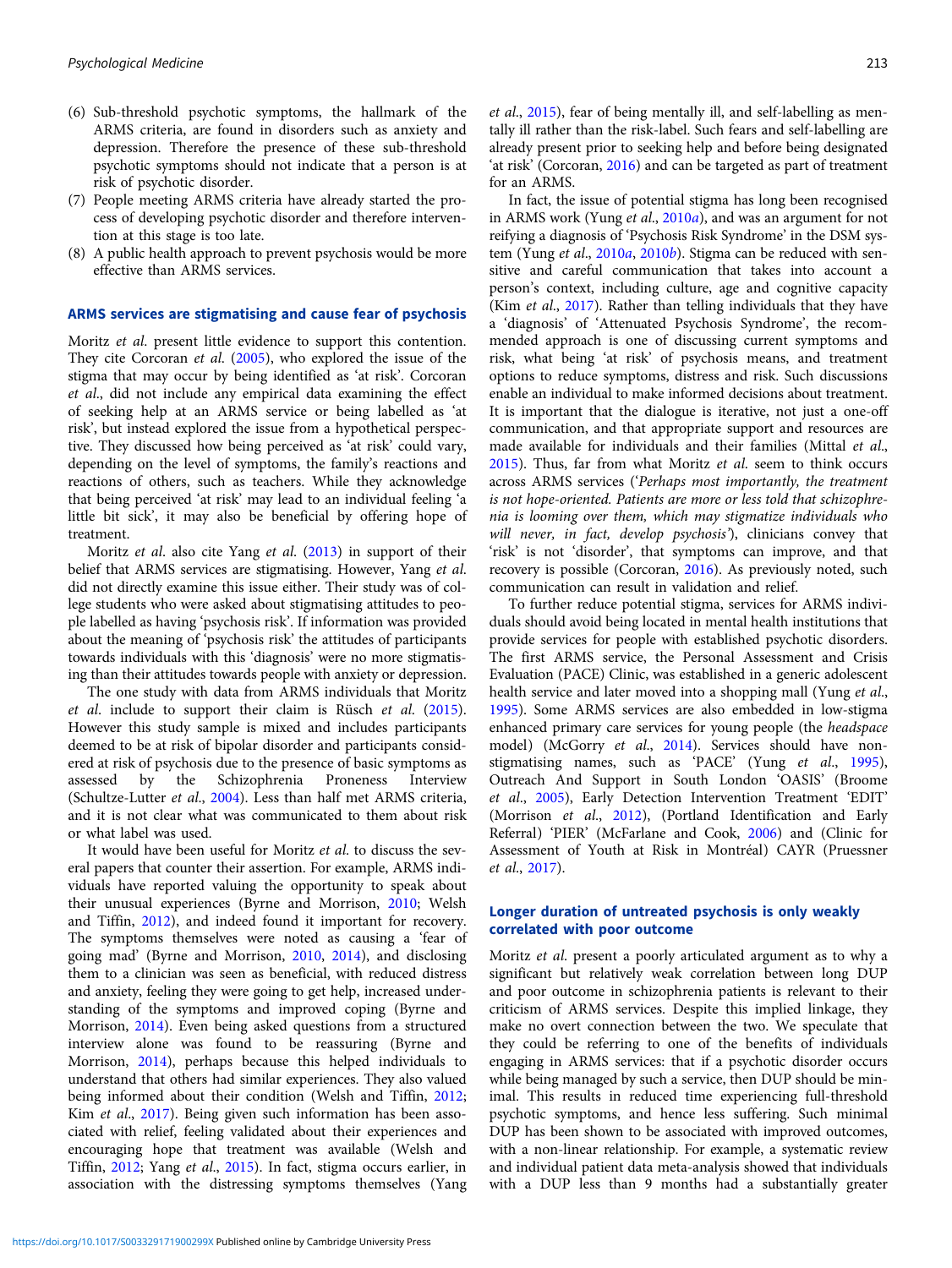(6) Sub-threshold psychotic symptoms, the hallmark of the ARMS criteria, are found in disorders such as anxiety and depression. Therefore the presence of these sub-threshold psychotic symptoms should not indicate that a person is at risk of psychotic disorder.
(7) People meeting ARMS criteria have already started the process of developing psychotic disorder and therefore intervention at this stage is too late.
(8) A public health approach to prevent psychosis would be more effective than ARMS services.

## ARMS services are stigmatising and cause fear of psychosis

Moritz *et al*. present little evidence to support this contention. They cite Corcoran *et al*. (2005), who explored the issue of the stigma that may occur by being identified as 'at risk'. Corcoran *et al*., did not include any empirical data examining the effect of seeking help at an ARMS service or being labelled as 'at risk', but instead explored the issue from a hypothetical perspective. They discussed how being perceived as 'at risk' could vary, depending on the level of symptoms, the family's reactions and reactions of others, such as teachers. While they acknowledge that being perceived 'at risk' may lead to an individual feeling 'a little bit sick', it may also be beneficial by offering hope of treatment.

Moritz *et al*. also cite Yang *et al*. (2013) in support of their belief that ARMS services are stigmatising. However, Yang *et al*. did not directly examine this issue either. Their study was of college students who were asked about stigmatising attitudes to people labelled as having 'psychosis risk'. If information was provided about the meaning of 'psychosis risk' the attitudes of participants towards individuals with this 'diagnosis' were no more stigmatising than their attitudes towards people with anxiety or depression.

The one study with data from ARMS individuals that Moritz *et al*. include to support their claim is Rüsch *et al*. (2015). However this study sample is mixed and includes participants deemed to be at risk of bipolar disorder and participants considered at risk of psychosis due to the presence of basic symptoms as assessed by the Schizophrenia Proneness Interview (Schultze-Lutter *et al*., 2004). Less than half met ARMS criteria, and it is not clear what was communicated to them about risk or what label was used.

It would have been useful for Moritz *et al*. to discuss the several papers that counter their assertion. For example, ARMS individuals have reported valuing the opportunity to speak about their unusual experiences (Byrne and Morrison, 2010; Welsh and Tiffin, 2012), and indeed found it important for recovery. The symptoms themselves were noted as causing a 'fear of going mad' (Byrne and Morrison, 2010, 2014), and disclosing them to a clinician was seen as beneficial, with reduced distress and anxiety, feeling they were going to get help, increased understanding of the symptoms and improved coping (Byrne and Morrison, 2014). Even being asked questions from a structured interview alone was found to be reassuring (Byrne and Morrison, 2014), perhaps because this helped individuals to understand that others had similar experiences. They also valued being informed about their condition (Welsh and Tiffin, 2012; Kim *et al*., 2017). Being given such information has been associated with relief, feeling validated about their experiences and encouraging hope that treatment was available (Welsh and Tiffin, 2012; Yang *et al*., 2015). In fact, stigma occurs earlier, in association with the distressing symptoms themselves (Yang *et al*., 2015), fear of being mentally ill, and self-labelling as mentally ill rather than the risk-label. Such fears and self-labelling are already present prior to seeking help and before being designated 'at risk' (Corcoran, 2016) and can be targeted as part of treatment for an ARMS.

In fact, the issue of potential stigma has long been recognised in ARMS work (Yung *et al*., 2010*a*), and was an argument for not reifying a diagnosis of 'Psychosis Risk Syndrome' in the DSM system (Yung *et al*., 2010*a*, 2010*b*). Stigma can be reduced with sensitive and careful communication that takes into account a person's context, including culture, age and cognitive capacity (Kim *et al*., 2017). Rather than telling individuals that they have a 'diagnosis' of 'Attenuated Psychosis Syndrome', the recommended approach is one of discussing current symptoms and risk, what being 'at risk' of psychosis means, and treatment options to reduce symptoms, distress and risk. Such discussions enable an individual to make informed decisions about treatment. It is important that the dialogue is iterative, not just a one-off communication, and that appropriate support and resources are made available for individuals and their families (Mittal *et al*., 2015). Thus, far from what Moritz *et al*. seem to think occurs across ARMS services (*'Perhaps most importantly, the treatment is not hope-oriented. Patients are more or less told that schizophrenia is looming over them, which may stigmatize individuals who will never, in fact, develop psychosis'*), clinicians convey that 'risk' is not 'disorder', that symptoms can improve, and that recovery is possible (Corcoran, 2016). As previously noted, such communication can result in validation and relief.

To further reduce potential stigma, services for ARMS individuals should avoid being located in mental health institutions that provide services for people with established psychotic disorders. The first ARMS service, the Personal Assessment and Crisis Evaluation (PACE) Clinic, was established in a generic adolescent health service and later moved into a shopping mall (Yung *et al*., 1995). Some ARMS services are also embedded in low-stigma enhanced primary care services for young people (the *headspace* model) (McGorry *et al*., 2014). Services should have non-stigmatising names, such as 'PACE' (Yung *et al*., 1995), Outreach And Support in South London 'OASIS' (Broome *et al*., 2005), Early Detection Intervention Treatment 'EDIT' (Morrison *et al*., 2012), (Portland Identification and Early Referral) 'PIER' (McFarlane and Cook, 2006) and (Clinic for Assessment of Youth at Risk in Montréal) CAYR (Pruessner *et al*., 2017).

## Longer duration of untreated psychosis is only weakly correlated with poor outcome

Moritz *et al*. present a poorly articulated argument as to why a significant but relatively weak correlation between long DUP and poor outcome in schizophrenia patients is relevant to their criticism of ARMS services. Despite this implied linkage, they make no overt connection between the two. We speculate that they could be referring to one of the benefits of individuals engaging in ARMS services: that if a psychotic disorder occurs while being managed by such a service, then DUP should be minimal. This results in reduced time experiencing full-threshold psychotic symptoms, and hence less suffering. Such minimal DUP has been shown to be associated with improved outcomes, with a non-linear relationship. For example, a systematic review and individual patient data meta-analysis showed that individuals with a DUP less than 9 months had a substantially greater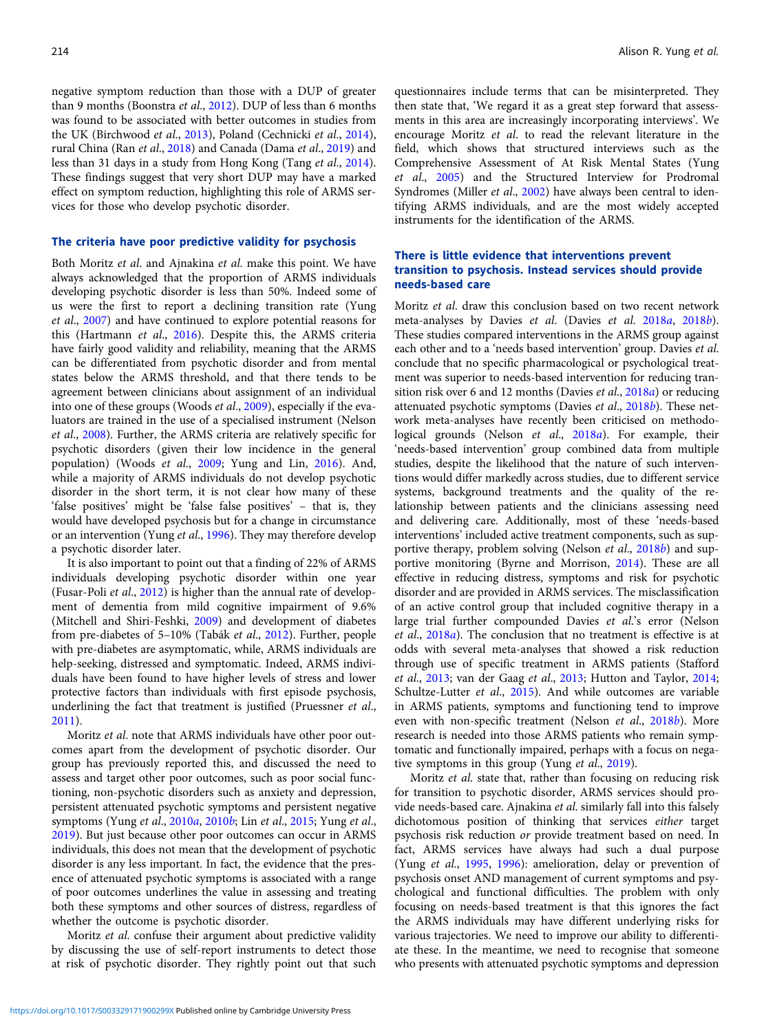negative symptom reduction than those with a DUP of greater than 9 months (Boonstra *et al.*, 2012). DUP of less than 6 months was found to be associated with better outcomes in studies from the UK (Birchwood *et al.*, 2013), Poland (Cechnicki *et al.*, 2014), rural China (Ran *et al.*, 2018) and Canada (Dama *et al.*, 2019) and less than 31 days in a study from Hong Kong (Tang *et al.*, 2014). These findings suggest that very short DUP may have a marked effect on symptom reduction, highlighting this role of ARMS services for those who develop psychotic disorder.

## The criteria have poor predictive validity for psychosis

Both Moritz *et al.* and Ajnakina *et al.* make this point. We have always acknowledged that the proportion of ARMS individuals developing psychotic disorder is less than 50%. Indeed some of us were the first to report a declining transition rate (Yung *et al.*, 2007) and have continued to explore potential reasons for this (Hartmann *et al.*, 2016). Despite this, the ARMS criteria have fairly good validity and reliability, meaning that the ARMS can be differentiated from psychotic disorder and from mental states below the ARMS threshold, and that there tends to be agreement between clinicians about assignment of an individual into one of these groups (Woods *et al.*, 2009), especially if the evaluators are trained in the use of a specialised instrument (Nelson *et al.*, 2008). Further, the ARMS criteria are relatively specific for psychotic disorders (given their low incidence in the general population) (Woods *et al.*, 2009; Yung and Lin, 2016). And, while a majority of ARMS individuals do not develop psychotic disorder in the short term, it is not clear how many of these 'false positives' might be 'false false positives' – that is, they would have developed psychosis but for a change in circumstance or an intervention (Yung *et al.*, 1996). They may therefore develop a psychotic disorder later.

It is also important to point out that a finding of 22% of ARMS individuals developing psychotic disorder within one year (Fusar-Poli *et al.*, 2012) is higher than the annual rate of development of dementia from mild cognitive impairment of 9.6% (Mitchell and Shiri-Feshki, 2009) and development of diabetes from pre-diabetes of 5–10% (Tabák *et al.*, 2012). Further, people with pre-diabetes are asymptomatic, while, ARMS individuals are help-seeking, distressed and symptomatic. Indeed, ARMS individuals have been found to have higher levels of stress and lower protective factors than individuals with first episode psychosis, underlining the fact that treatment is justified (Pruessner *et al.*, 2011).

Moritz *et al.* note that ARMS individuals have other poor outcomes apart from the development of psychotic disorder. Our group has previously reported this, and discussed the need to assess and target other poor outcomes, such as poor social functioning, non-psychotic disorders such as anxiety and depression, persistent attenuated psychotic symptoms and persistent negative symptoms (Yung *et al.*, 2010*a*, 2010*b*; Lin *et al.*, 2015; Yung *et al.*, 2019). But just because other poor outcomes can occur in ARMS individuals, this does not mean that the development of psychotic disorder is any less important. In fact, the evidence that the presence of attenuated psychotic symptoms is associated with a range of poor outcomes underlines the value in assessing and treating both these symptoms and other sources of distress, regardless of whether the outcome is psychotic disorder.

Moritz *et al.* confuse their argument about predictive validity by discussing the use of self-report instruments to detect those at risk of psychotic disorder. They rightly point out that such questionnaires include terms that can be misinterpreted. They then state that, 'We regard it as a great step forward that assessments in this area are increasingly incorporating interviews'. We encourage Moritz *et al.* to read the relevant literature in the field, which shows that structured interviews such as the Comprehensive Assessment of At Risk Mental States (Yung *et al.*, 2005) and the Structured Interview for Prodromal Syndromes (Miller *et al.*, 2002) have always been central to identifying ARMS individuals, and are the most widely accepted instruments for the identification of the ARMS.

## There is little evidence that interventions prevent transition to psychosis. Instead services should provide needs-based care

Moritz *et al.* draw this conclusion based on two recent network meta-analyses by Davies *et al.* (Davies *et al.* 2018*a*, 2018*b*). These studies compared interventions in the ARMS group against each other and to a 'needs based intervention' group. Davies *et al.* conclude that no specific pharmacological or psychological treatment was superior to needs-based intervention for reducing transition risk over 6 and 12 months (Davies *et al.*, 2018*a*) or reducing attenuated psychotic symptoms (Davies *et al.*, 2018*b*). These network meta-analyses have recently been criticised on methodological grounds (Nelson *et al.*, 2018*a*). For example, their 'needs-based intervention' group combined data from multiple studies, despite the likelihood that the nature of such interventions would differ markedly across studies, due to different service systems, background treatments and the quality of the relationship between patients and the clinicians assessing need and delivering care. Additionally, most of these 'needs-based interventions' included active treatment components, such as supportive therapy, problem solving (Nelson *et al.*, 2018*b*) and supportive monitoring (Byrne and Morrison, 2014). These are all effective in reducing distress, symptoms and risk for psychotic disorder and are provided in ARMS services. The misclassification of an active control group that included cognitive therapy in a large trial further compounded Davies *et al.*'s error (Nelson *et al.*, 2018*a*). The conclusion that no treatment is effective is at odds with several meta-analyses that showed a risk reduction through use of specific treatment in ARMS patients (Stafford *et al.*, 2013; van der Gaag *et al.*, 2013; Hutton and Taylor, 2014; Schultze-Lutter *et al.*, 2015). And while outcomes are variable in ARMS patients, symptoms and functioning tend to improve even with non-specific treatment (Nelson *et al.*, 2018*b*). More research is needed into those ARMS patients who remain symptomatic and functionally impaired, perhaps with a focus on negative symptoms in this group (Yung *et al.*, 2019).

Moritz *et al.* state that, rather than focusing on reducing risk for transition to psychotic disorder, ARMS services should provide needs-based care. Ajnakina *et al.* similarly fall into this falsely dichotomous position of thinking that services *either* target psychosis risk reduction *or* provide treatment based on need. In fact, ARMS services have always had such a dual purpose (Yung *et al.*, 1995, 1996): amelioration, delay or prevention of psychosis onset AND management of current symptoms and psychological and functional difficulties. The problem with only focusing on needs-based treatment is that this ignores the fact the ARMS individuals may have different underlying risks for various trajectories. We need to improve our ability to differentiate these. In the meantime, we need to recognise that someone who presents with attenuated psychotic symptoms and depression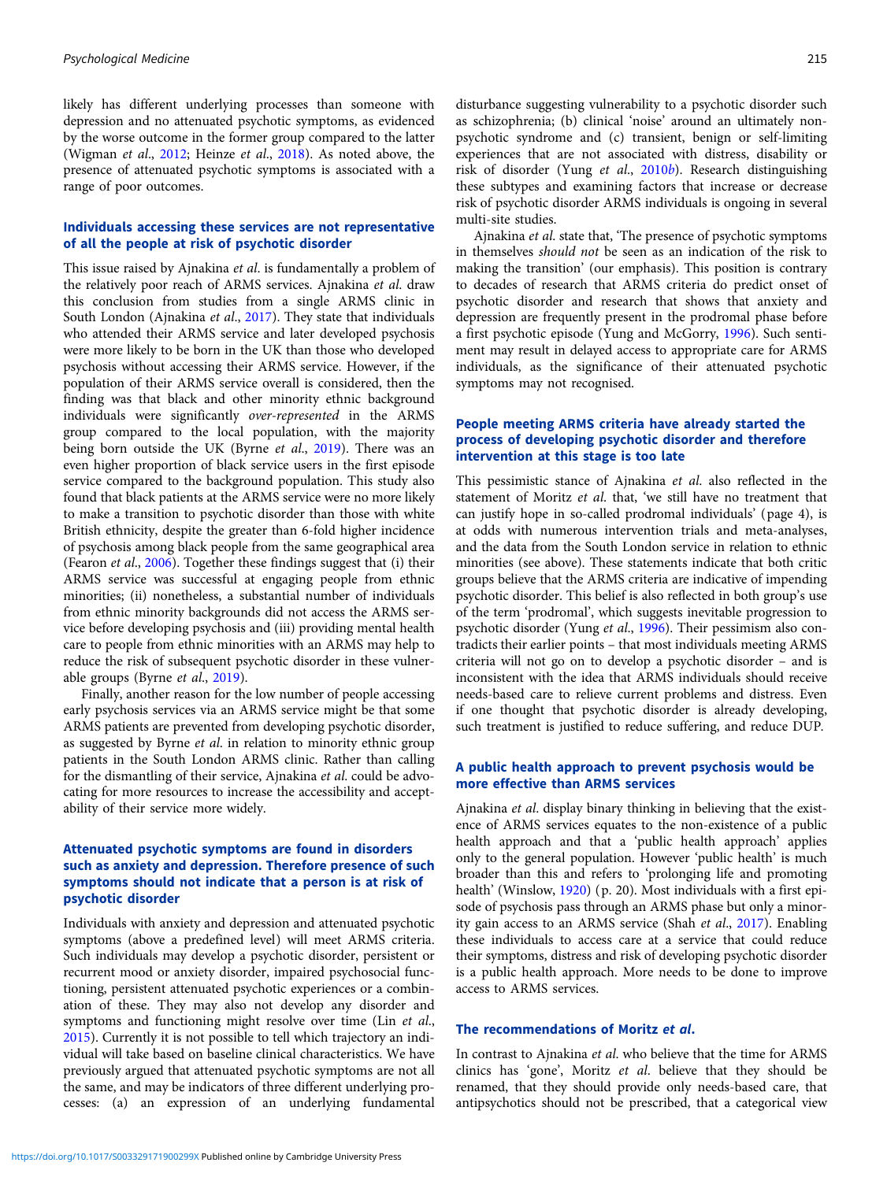likely has different underlying processes than someone with depression and no attenuated psychotic symptoms, as evidenced by the worse outcome in the former group compared to the latter (Wigman *et al.*, 2012; Heinze *et al.*, 2018). As noted above, the presence of attenuated psychotic symptoms is associated with a range of poor outcomes.

### Individuals accessing these services are not representative of all the people at risk of psychotic disorder

This issue raised by Ajnakina *et al.* is fundamentally a problem of the relatively poor reach of ARMS services. Ajnakina *et al.* draw this conclusion from studies from a single ARMS clinic in South London (Ajnakina *et al.*, 2017). They state that individuals who attended their ARMS service and later developed psychosis were more likely to be born in the UK than those who developed psychosis without accessing their ARMS service. However, if the population of their ARMS service overall is considered, then the finding was that black and other minority ethnic background individuals were significantly *over-represented* in the ARMS group compared to the local population, with the majority being born outside the UK (Byrne *et al.*, 2019). There was an even higher proportion of black service users in the first episode service compared to the background population. This study also found that black patients at the ARMS service were no more likely to make a transition to psychotic disorder than those with white British ethnicity, despite the greater than 6-fold higher incidence of psychosis among black people from the same geographical area (Fearon *et al.*, 2006). Together these findings suggest that (i) their ARMS service was successful at engaging people from ethnic minorities; (ii) nonetheless, a substantial number of individuals from ethnic minority backgrounds did not access the ARMS service before developing psychosis and (iii) providing mental health care to people from ethnic minorities with an ARMS may help to reduce the risk of subsequent psychotic disorder in these vulnerable groups (Byrne *et al.*, 2019).

Finally, another reason for the low number of people accessing early psychosis services via an ARMS service might be that some ARMS patients are prevented from developing psychotic disorder, as suggested by Byrne *et al.* in relation to minority ethnic group patients in the South London ARMS clinic. Rather than calling for the dismantling of their service, Ajnakina *et al.* could be advocating for more resources to increase the accessibility and acceptability of their service more widely.

### Attenuated psychotic symptoms are found in disorders such as anxiety and depression. Therefore presence of such symptoms should not indicate that a person is at risk of psychotic disorder

Individuals with anxiety and depression and attenuated psychotic symptoms (above a predefined level) will meet ARMS criteria. Such individuals may develop a psychotic disorder, persistent or recurrent mood or anxiety disorder, impaired psychosocial functioning, persistent attenuated psychotic experiences or a combination of these. They may also not develop any disorder and symptoms and functioning might resolve over time (Lin *et al.*, 2015). Currently it is not possible to tell which trajectory an individual will take based on baseline clinical characteristics. We have previously argued that attenuated psychotic symptoms are not all the same, and may be indicators of three different underlying processes: (a) an expression of an underlying fundamental disturbance suggesting vulnerability to a psychotic disorder such as schizophrenia; (b) clinical 'noise' around an ultimately non-psychotic syndrome and (c) transient, benign or self-limiting experiences that are not associated with distress, disability or risk of disorder (Yung *et al.*, 2010*b*). Research distinguishing these subtypes and examining factors that increase or decrease risk of psychotic disorder ARMS individuals is ongoing in several multi-site studies.

Ajnakina *et al.* state that, 'The presence of psychotic symptoms in themselves *should not* be seen as an indication of the risk to making the transition' (our emphasis). This position is contrary to decades of research that ARMS criteria do predict onset of psychotic disorder and research that shows that anxiety and depression are frequently present in the prodromal phase before a first psychotic episode (Yung and McGorry, 1996). Such sentiment may result in delayed access to appropriate care for ARMS individuals, as the significance of their attenuated psychotic symptoms may not recognised.

### People meeting ARMS criteria have already started the process of developing psychotic disorder and therefore intervention at this stage is too late

This pessimistic stance of Ajnakina *et al.* also reflected in the statement of Moritz *et al.* that, 'we still have no treatment that can justify hope in so-called prodromal individuals' (page 4), is at odds with numerous intervention trials and meta-analyses, and the data from the South London service in relation to ethnic minorities (see above). These statements indicate that both critic groups believe that the ARMS criteria are indicative of impending psychotic disorder. This belief is also reflected in both group's use of the term 'prodromal', which suggests inevitable progression to psychotic disorder (Yung *et al.*, 1996). Their pessimism also contradicts their earlier points – that most individuals meeting ARMS criteria will not go on to develop a psychotic disorder – and is inconsistent with the idea that ARMS individuals should receive needs-based care to relieve current problems and distress. Even if one thought that psychotic disorder is already developing, such treatment is justified to reduce suffering, and reduce DUP.

### A public health approach to prevent psychosis would be more effective than ARMS services

Ajnakina *et al.* display binary thinking in believing that the existence of ARMS services equates to the non-existence of a public health approach and that a 'public health approach' applies only to the general population. However 'public health' is much broader than this and refers to 'prolonging life and promoting health' (Winslow, 1920) (p. 20). Most individuals with a first episode of psychosis pass through an ARMS phase but only a minority gain access to an ARMS service (Shah *et al.*, 2017). Enabling these individuals to access care at a service that could reduce their symptoms, distress and risk of developing psychotic disorder is a public health approach. More needs to be done to improve access to ARMS services.

### The recommendations of Moritz *et al.*

In contrast to Ajnakina *et al.* who believe that the time for ARMS clinics has 'gone', Moritz *et al.* believe that they should be renamed, that they should provide only needs-based care, that antipsychotics should not be prescribed, that a categorical view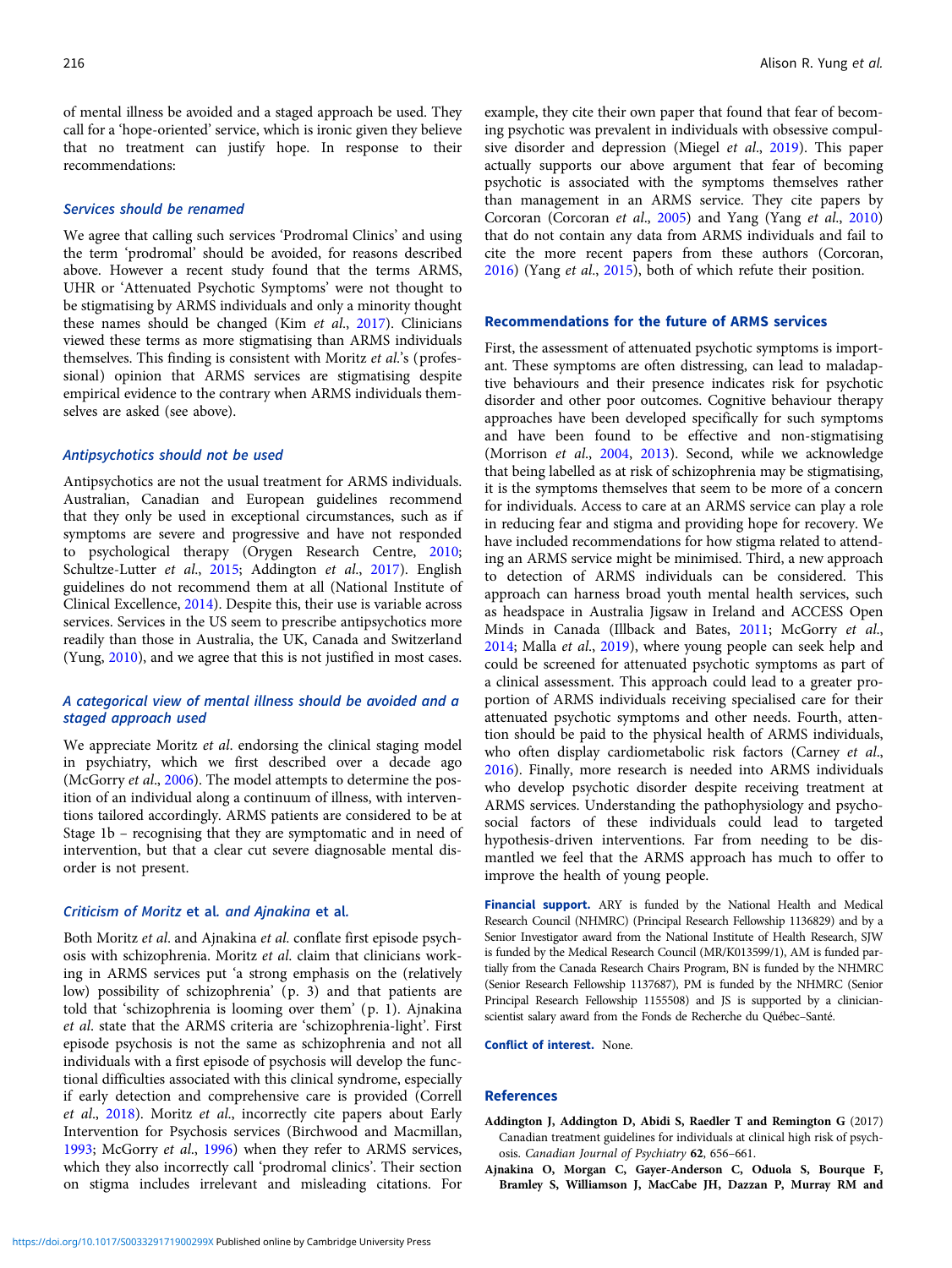of mental illness be avoided and a staged approach be used. They call for a 'hope-oriented' service, which is ironic given they believe that no treatment can justify hope. In response to their recommendations:

### *Services should be renamed*

We agree that calling such services 'Prodromal Clinics' and using the term 'prodromal' should be avoided, for reasons described above. However a recent study found that the terms ARMS, UHR or 'Attenuated Psychotic Symptoms' were not thought to be stigmatising by ARMS individuals and only a minority thought these names should be changed (Kim *et al*., 2017). Clinicians viewed these terms as more stigmatising than ARMS individuals themselves. This finding is consistent with Moritz *et al*.'s (professional) opinion that ARMS services are stigmatising despite empirical evidence to the contrary when ARMS individuals themselves are asked (see above).

### *Antipsychotics should not be used*

Antipsychotics are not the usual treatment for ARMS individuals. Australian, Canadian and European guidelines recommend that they only be used in exceptional circumstances, such as if symptoms are severe and progressive and have not responded to psychological therapy (Orygen Research Centre, 2010; Schultze-Lutter *et al*., 2015; Addington *et al*., 2017). English guidelines do not recommend them at all (National Institute of Clinical Excellence, 2014). Despite this, their use is variable across services. Services in the US seem to prescribe antipsychotics more readily than those in Australia, the UK, Canada and Switzerland (Yung, 2010), and we agree that this is not justified in most cases.

### *A categorical view of mental illness should be avoided and a staged approach used*

We appreciate Moritz *et al*. endorsing the clinical staging model in psychiatry, which we first described over a decade ago (McGorry *et al*., 2006). The model attempts to determine the position of an individual along a continuum of illness, with interventions tailored accordingly. ARMS patients are considered to be at Stage 1b – recognising that they are symptomatic and in need of intervention, but that a clear cut severe diagnosable mental disorder is not present.

### *Criticism of Moritz* et al. *and Ajnakina* et al.

Both Moritz *et al*. and Ajnakina *et al*. conflate first episode psychosis with schizophrenia. Moritz *et al*. claim that clinicians working in ARMS services put 'a strong emphasis on the (relatively low) possibility of schizophrenia' (p. 3) and that patients are told that 'schizophrenia is looming over them' (p. 1). Ajnakina *et al*. state that the ARMS criteria are 'schizophrenia-light'. First episode psychosis is not the same as schizophrenia and not all individuals with a first episode of psychosis will develop the functional difficulties associated with this clinical syndrome, especially if early detection and comprehensive care is provided (Correll *et al*., 2018). Moritz *et al*., incorrectly cite papers about Early Intervention for Psychosis services (Birchwood and Macmillan, 1993; McGorry *et al*., 1996) when they refer to ARMS services, which they also incorrectly call 'prodromal clinics'. Their section on stigma includes irrelevant and misleading citations. For example, they cite their own paper that found that fear of becoming psychotic was prevalent in individuals with obsessive compulsive disorder and depression (Miegel *et al*., 2019). This paper actually supports our above argument that fear of becoming psychotic is associated with the symptoms themselves rather than management in an ARMS service. They cite papers by Corcoran (Corcoran *et al*., 2005) and Yang (Yang *et al*., 2010) that do not contain any data from ARMS individuals and fail to cite the more recent papers from these authors (Corcoran, 2016) (Yang *et al*., 2015), both of which refute their position.

## Recommendations for the future of ARMS services

First, the assessment of attenuated psychotic symptoms is important. These symptoms are often distressing, can lead to maladaptive behaviours and their presence indicates risk for psychotic disorder and other poor outcomes. Cognitive behaviour therapy approaches have been developed specifically for such symptoms and have been found to be effective and non-stigmatising (Morrison *et al*., 2004, 2013). Second, while we acknowledge that being labelled as at risk of schizophrenia may be stigmatising, it is the symptoms themselves that seem to be more of a concern for individuals. Access to care at an ARMS service can play a role in reducing fear and stigma and providing hope for recovery. We have included recommendations for how stigma related to attending an ARMS service might be minimised. Third, a new approach to detection of ARMS individuals can be considered. This approach can harness broad youth mental health services, such as headspace in Australia Jigsaw in Ireland and ACCESS Open Minds in Canada (Illback and Bates, 2011; McGorry *et al*., 2014; Malla *et al*., 2019), where young people can seek help and could be screened for attenuated psychotic symptoms as part of a clinical assessment. This approach could lead to a greater proportion of ARMS individuals receiving specialised care for their attenuated psychotic symptoms and other needs. Fourth, attention should be paid to the physical health of ARMS individuals, who often display cardiometabolic risk factors (Carney *et al*., 2016). Finally, more research is needed into ARMS individuals who develop psychotic disorder despite receiving treatment at ARMS services. Understanding the pathophysiology and psychosocial factors of these individuals could lead to targeted hypothesis-driven interventions. Far from needing to be dismantled we feel that the ARMS approach has much to offer to improve the health of young people.

**Financial support.** ARY is funded by the National Health and Medical Research Council (NHMRC) (Principal Research Fellowship 1136829) and by a Senior Investigator award from the National Institute of Health Research, SJW is funded by the Medical Research Council (MR/K013599/1), AM is funded partially from the Canada Research Chairs Program, BN is funded by the NHMRC (Senior Research Fellowship 1137687), PM is funded by the NHMRC (Senior Principal Research Fellowship 1155508) and JS is supported by a clinician-scientist salary award from the Fonds de Recherche du Québec–Santé.

**Conflict of interest.** None.

## References

Addington J, Addington D, Abidi S, Raedler T and Remington G (2017) Canadian treatment guidelines for individuals at clinical high risk of psychosis. *Canadian Journal of Psychiatry* **62**, 656–661.

Ajnakina O, Morgan C, Gayer-Anderson C, Oduola S, Bourque F, Bramley S, Williamson J, MacCabe JH, Dazzan P, Murray RM and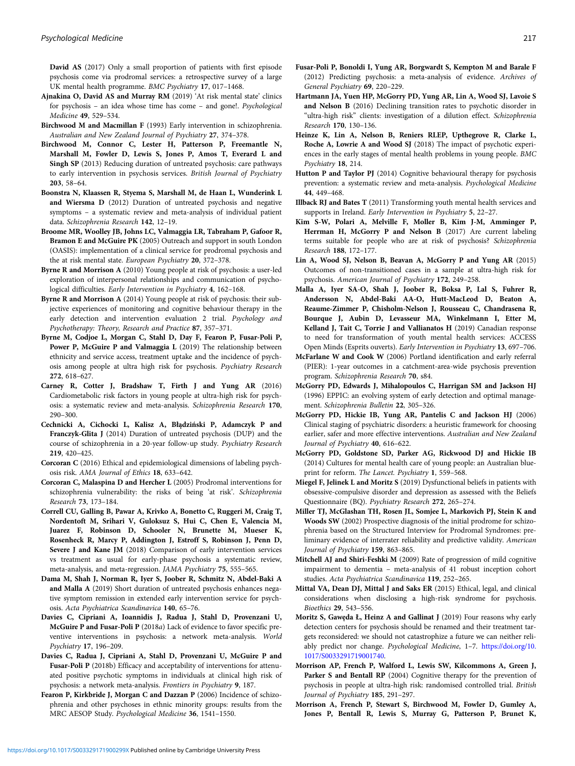David AS (2017) Only a small proportion of patients with first episode psychosis come via prodromal services: a retrospective survey of a large UK mental health programme. *BMC Psychiatry* **17**, 017–1468.

**Ajnakina O, David AS and Murray RM** (2019) 'At risk mental state' clinics for psychosis – an idea whose time has come – and gone!. *Psychological Medicine* **49**, 529–534.

**Birchwood M and Macmillan F** (1993) Early intervention in schizophrenia. *Australian and New Zealand Journal of Psychiatry* **27**, 374–378.

**Birchwood M, Connor C, Lester H, Patterson P, Freemantle N, Marshall M, Fowler D, Lewis S, Jones P, Amos T, Everard L and Singh SP** (2013) Reducing duration of untreated psychosis: care pathways to early intervention in psychosis services. *British Journal of Psychiatry* **203**, 58–64.

**Boonstra N, Klaassen R, Styema S, Marshall M, de Haan L, Wunderink L and Wiersma D** (2012) Duration of untreated psychosis and negative symptoms – a systematic review and meta-analysis of individual patient data. *Schizophrenia Research* **142**, 12–19.

**Broome MR, Woolley JB, Johns LC, Valmaggia LR, Tabraham P, Gafoor R, Bramon E and McGuire PK** (2005) Outreach and support in south London (OASIS): implementation of a clinical service for prodromal psychosis and the at risk mental state. *European Psychiatry* **20**, 372–378.

**Byrne R and Morrison A** (2010) Young people at risk of psychosis: a user-led exploration of interpersonal relationships and communication of psychological difficulties. *Early Intervention in Psychiatry* **4**, 162–168.

**Byrne R and Morrison A** (2014) Young people at risk of psychosis: their subjective experiences of monitoring and cognitive behaviour therapy in the early detection and intervention evaluation 2 trial. *Psychology and Psychotherapy: Theory, Research and Practice* **87**, 357–371.

**Byrne M, Codjoe L, Morgan C, Stahl D, Day F, Fearon P, Fusar-Poli P, Power P, McGuire P and Valmaggia L** (2019) The relationship between ethnicity and service access, treatment uptake and the incidence of psychosis among people at ultra high risk for psychosis. *Psychiatry Research* **272**, 618–627.

**Carney R, Cotter J, Bradshaw T, Firth J and Yung AR** (2016) Cardiometabolic risk factors in young people at ultra-high risk for psychosis: a systematic review and meta-analysis. *Schizophrenia Research* **170**, 290–300.

**Cechnicki A, Cichocki L, Kalisz A, Błądziński P, Adamczyk P and Franczyk-Glita J** (2014) Duration of untreated psychosis (DUP) and the course of schizophrenia in a 20-year follow-up study. *Psychiatry Research* **219**, 420–425.

**Corcoran C** (2016) Ethical and epidemiological dimensions of labeling psychosis risk. *AMA Journal of Ethics* **18**, 633–642.

**Corcoran C, Malaspina D and Hercher L** (2005) Prodromal interventions for schizophrenia vulnerability: the risks of being 'at risk'. *Schizophrenia Research* **73**, 173–184.

**Correll CU, Galling B, Pawar A, Krivko A, Bonetto C, Ruggeri M, Craig T, Nordentoft M, Srihari V, Guloksuz S, Hui C, Chen E, Valencia M, Juarez F, Robinson D, Schooler N, Brunette M, Mueser K, Rosenheck R, Marcy P, Addington J, Estroff S, Robinson J, Penn D, Severe J and Kane JM** (2018) Comparison of early intervention services vs treatment as usual for early-phase psychosis a systematic review, meta-analysis, and meta-regression. *JAMA Psychiatry* **75**, 555–565.

**Dama M, Shah J, Norman R, Iyer S, Joober R, Schmitz N, Abdel-Baki A and Malla A** (2019) Short duration of untreated psychosis enhances negative symptom remission in extended early intervention service for psychosis. *Acta Psychiatrica Scandinavica* **140**, 65–76.

**Davies C, Cipriani A, Ioannidis J, Radua J, Stahl D, Provenzani U, McGuire P and Fusar-Poli P** (2018*a*) Lack of evidence to favor specific preventive interventions in psychosis: a network meta-analysis. *World Psychiatry* **17**, 196–209.

**Davies C, Radua J, Cipriani A, Stahl D, Provenzani U, McGuire P and Fusar-Poli P** (2018b) Efficacy and acceptability of interventions for attenuated positive psychotic symptoms in individuals at clinical high risk of psychosis: a network meta-analysis. *Frontiers in Psychiatry* **9**, 187.

**Fearon P, Kirkbride J, Morgan C and Dazzan P** (2006) Incidence of schizophrenia and other psychoses in ethnic minority groups: results from the MRC AESOP Study. *Psychological Medicine* **36**, 1541–1550.

**Fusar-Poli P, Bonoldi I, Yung AR, Borgwardt S, Kempton M and Barale F** (2012) Predicting psychosis: a meta-analysis of evidence. *Archives of General Psychiatry* **69**, 220–229.

**Hartmann JA, Yuen HP, McGorry PD, Yung AR, Lin A, Wood SJ, Lavoie S and Nelson B** (2016) Declining transition rates to psychotic disorder in "ultra-high risk" clients: investigation of a dilution effect. *Schizophrenia Research* **170**, 130–136.

**Heinze K, Lin A, Nelson B, Reniers RLEP, Upthegrove R, Clarke L, Roche A, Lowrie A and Wood SJ** (2018) The impact of psychotic experiences in the early stages of mental health problems in young people. *BMC Psychiatry* **18**, 214.

**Hutton P and Taylor PJ** (2014) Cognitive behavioural therapy for psychosis prevention: a systematic review and meta-analysis. *Psychological Medicine* **44**, 449–468.

**Illback RJ and Bates T** (2011) Transforming youth mental health services and supports in Ireland. *Early Intervention in Psychiatry* **5**, 22–27.

**Kim S-W, Polari A, Melville F, Moller B, Kim J-M, Amminger P, Herrman H, McGorry P and Nelson B** (2017) Are current labeling terms suitable for people who are at risk of psychosis? *Schizophrenia Research* **188**, 172–177.

**Lin A, Wood SJ, Nelson B, Beavan A, McGorry P and Yung AR** (2015) Outcomes of non-transitioned cases in a sample at ultra-high risk for psychosis. *American Journal of Psychiatry* **172**, 249–258.

**Malla A, Iyer SA-O, Shah J, Joober R, Boksa P, Lal S, Fuhrer R, Andersson N, Abdel-Baki AA-O, Hutt-MacLeod D, Beaton A, Reaume-Zimmer P, Chisholm-Nelson J, Rousseau C, Chandrasena R, Bourque J, Aubin D, Levasseur MA, Winkelmann I, Etter M, Kelland J, Tait C, Torrie J and Vallianatos H** (2019) Canadian response to need for transformation of youth mental health services: ACCESS Open Minds (Esprits ouverts). *Early Intervention in Psychiatry* **13**, 697–706.

**McFarlane W and Cook W** (2006) Portland identification and early referral (PIER): 1-year outcomes in a catchment-area-wide psychosis prevention program. *Schizophrenia Research* **70**, s84.

**McGorry PD, Edwards J, Mihalopoulos C, Harrigan SM and Jackson HJ** (1996) EPPIC: an evolving system of early detection and optimal management. *Schizophrenia Bulletin* **22**, 305–326.

**McGorry PD, Hickie IB, Yung AR, Pantelis C and Jackson HJ** (2006) Clinical staging of psychiatric disorders: a heuristic framework for choosing earlier, safer and more effective interventions. *Australian and New Zealand Journal of Psychiatry* **40**, 616–622.

**McGorry PD, Goldstone SD, Parker AG, Rickwood DJ and Hickie IB** (2014) Cultures for mental health care of young people: an Australian blueprint for reform. *The Lancet. Psychiatry* **1**, 559–568.

**Miegel F, Jelinek L and Moritz S** (2019) Dysfunctional beliefs in patients with obsessive-compulsive disorder and depression as assessed with the Beliefs Questionnaire (BQ). *Psychiatry Research* **272**, 265–274.

**Miller TJ, McGlashan TH, Rosen JL, Somjee L, Markovich PJ, Stein K and Woods SW** (2002) Prospective diagnosis of the initial prodrome for schizophrenia based on the Structured Interview for Prodromal Syndromes: preliminary evidence of interrater reliability and predictive validity. *American Journal of Psychiatry* **159**, 863–865.

**Mitchell AJ and Shiri-Feshki M** (2009) Rate of progression of mild cognitive impairment to dementia – meta-analysis of 41 robust inception cohort studies. *Acta Psychiatrica Scandinavica* **119**, 252–265.

**Mittal VA, Dean DJ, Mittal J and Saks ER** (2015) Ethical, legal, and clinical considerations when disclosing a high-risk syndrome for psychosis. *Bioethics* **29**, 543–556.

**Moritz S, Gawęda Ł, Heinz A and Gallinat J** (2019) Four reasons why early detection centers for psychosis should be renamed and their treatment targets reconsidered: we should not catastrophize a future we can neither reliably predict nor change. *Psychological Medicine*, 1–7. https://doi.org/10.1017/S0033291719001740.

**Morrison AP, French P, Walford L, Lewis SW, Kilcommons A, Green J, Parker S and Bentall RP** (2004) Cognitive therapy for the prevention of psychosis in people at ultra-high risk: randomised controlled trial. *British Journal of Psychiatry* **185**, 291–297.

**Morrison A, French P, Stewart S, Birchwood M, Fowler D, Gumley A, Jones P, Bentall R, Lewis S, Murray G, Patterson P, Brunet K,**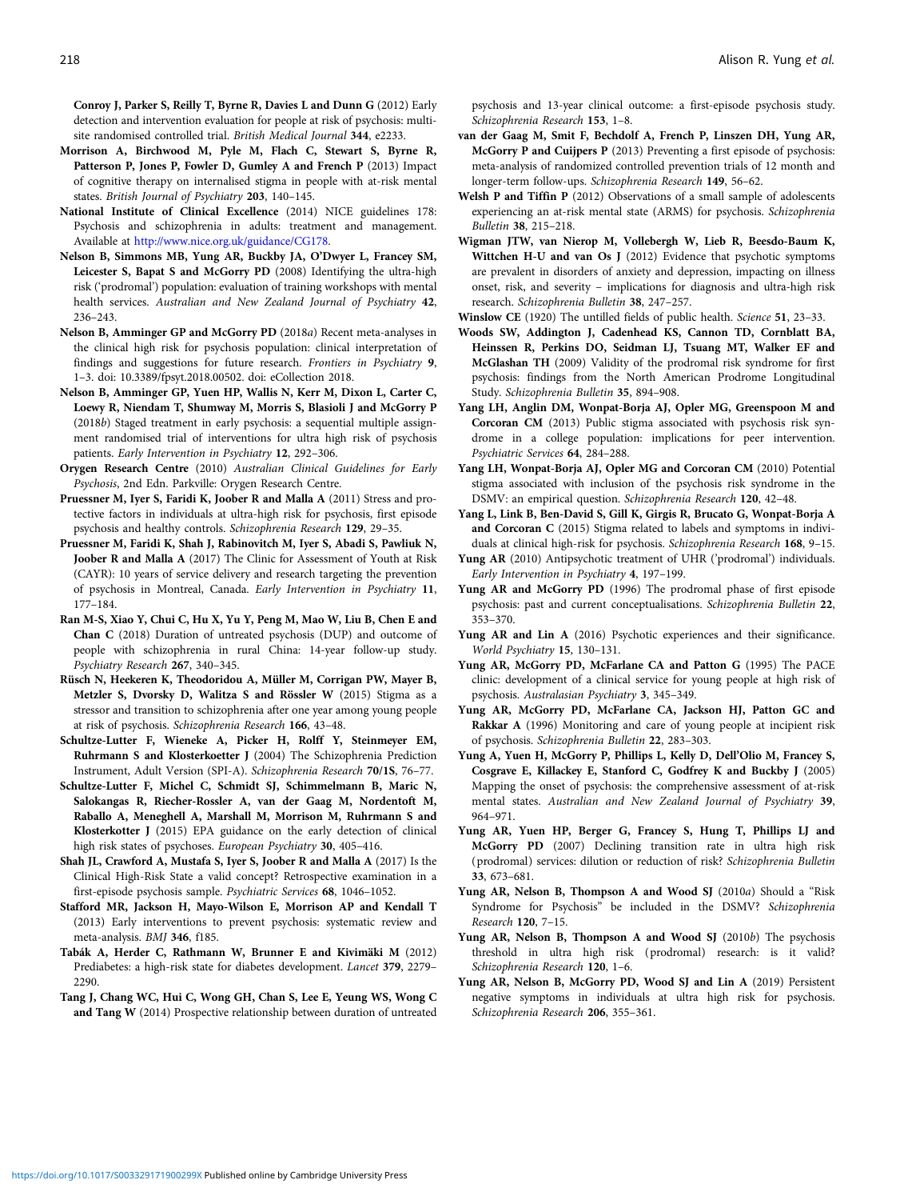Conroy J, Parker S, Reilly T, Byrne R, Davies L and Dunn G (2012) Early detection and intervention evaluation for people at risk of psychosis: multisite randomised controlled trial. *British Medical Journal* **344**, e2233.

**Morrison A, Birchwood M, Pyle M, Flach C, Stewart S, Byrne R, Patterson P, Jones P, Fowler D, Gumley A and French P** (2013) Impact of cognitive therapy on internalised stigma in people with at-risk mental states. *British Journal of Psychiatry* **203**, 140–145.

**National Institute of Clinical Excellence** (2014) NICE guidelines 178: Psychosis and schizophrenia in adults: treatment and management. Available at http://www.nice.org.uk/guidance/CG178.

**Nelson B, Simmons MB, Yung AR, Buckby JA, O'Dwyer L, Francey SM, Leicester S, Bapat S and McGorry PD** (2008) Identifying the ultra-high risk ('prodromal') population: evaluation of training workshops with mental health services. *Australian and New Zealand Journal of Psychiatry* **42**, 236–243.

**Nelson B, Amminger GP and McGorry PD** (2018*a*) Recent meta-analyses in the clinical high risk for psychosis population: clinical interpretation of findings and suggestions for future research. *Frontiers in Psychiatry* **9**, 1–3. doi: 10.3389/fpsyt.2018.00502. doi: eCollection 2018.

**Nelson B, Amminger GP, Yuen HP, Wallis N, Kerr M, Dixon L, Carter C, Loewy R, Niendam T, Shumway M, Morris S, Blasioli J and McGorry P** (2018*b*) Staged treatment in early psychosis: a sequential multiple assignment randomised trial of interventions for ultra high risk of psychosis patients. *Early Intervention in Psychiatry* **12**, 292–306.

**Orygen Research Centre** (2010) *Australian Clinical Guidelines for Early Psychosis*, 2nd Edn. Parkville: Orygen Research Centre.

**Pruessner M, Iyer S, Faridi K, Joober R and Malla A** (2011) Stress and protective factors in individuals at ultra-high risk for psychosis, first episode psychosis and healthy controls. *Schizophrenia Research* **129**, 29–35.

**Pruessner M, Faridi K, Shah J, Rabinovitch M, Iyer S, Abadi S, Pawliuk N, Joober R and Malla A** (2017) The Clinic for Assessment of Youth at Risk (CAYR): 10 years of service delivery and research targeting the prevention of psychosis in Montreal, Canada. *Early Intervention in Psychiatry* **11**, 177–184.

**Ran M-S, Xiao Y, Chui C, Hu X, Yu Y, Peng M, Mao W, Liu B, Chen E and Chan C** (2018) Duration of untreated psychosis (DUP) and outcome of people with schizophrenia in rural China: 14-year follow-up study. *Psychiatry Research* **267**, 340–345.

**Rüsch N, Heekeren K, Theodoridou A, Müller M, Corrigan PW, Mayer B, Metzler S, Dvorsky D, Walitza S and Rössler W** (2015) Stigma as a stressor and transition to schizophrenia after one year among young people at risk of psychosis. *Schizophrenia Research* **166**, 43–48.

**Schultze-Lutter F, Wieneke A, Picker H, Rolff Y, Steinmeyer EM, Ruhrmann S and Klosterkoetter J** (2004) The Schizophrenia Prediction Instrument, Adult Version (SPI-A). *Schizophrenia Research* **70/1S**, 76–77.

**Schultze-Lutter F, Michel C, Schmidt SJ, Schimmelmann B, Maric N, Salokangas R, Riecher-Rossler A, van der Gaag M, Nordentoft M, Raballo A, Meneghell A, Marshall M, Morrison M, Ruhrmann S and Klosterkotter J** (2015) EPA guidance on the early detection of clinical high risk states of psychoses. *European Psychiatry* **30**, 405–416.

**Shah JL, Crawford A, Mustafa S, Iyer S, Joober R and Malla A** (2017) Is the Clinical High-Risk State a valid concept? Retrospective examination in a first-episode psychosis sample. *Psychiatric Services* **68**, 1046–1052.

**Stafford MR, Jackson H, Mayo-Wilson E, Morrison AP and Kendall T** (2013) Early interventions to prevent psychosis: systematic review and meta-analysis. *BMJ* **346**, f185.

**Tabák A, Herder C, Rathmann W, Brunner E and Kivimäki M** (2012) Prediabetes: a high-risk state for diabetes development. *Lancet* **379**, 2279–2290.

**Tang J, Chang WC, Hui C, Wong GH, Chan S, Lee E, Yeung WS, Wong C and Tang W** (2014) Prospective relationship between duration of untreated psychosis and 13-year clinical outcome: a first-episode psychosis study. *Schizophrenia Research* **153**, 1–8.

**van der Gaag M, Smit F, Bechdolf A, French P, Linszen DH, Yung AR, McGorry P and Cuijpers P** (2013) Preventing a first episode of psychosis: meta-analysis of randomized controlled prevention trials of 12 month and longer-term follow-ups. *Schizophrenia Research* **149**, 56–62.

**Welsh P and Tiffin P** (2012) Observations of a small sample of adolescents experiencing an at-risk mental state (ARMS) for psychosis. *Schizophrenia Bulletin* **38**, 215–218.

**Wigman JTW, van Nierop M, Vollebergh W, Lieb R, Beesdo-Baum K, Wittchen H-U and van Os J** (2012) Evidence that psychotic symptoms are prevalent in disorders of anxiety and depression, impacting on illness onset, risk, and severity – implications for diagnosis and ultra-high risk research. *Schizophrenia Bulletin* **38**, 247–257.

**Winslow CE** (1920) The untilled fields of public health. *Science* **51**, 23–33.

**Woods SW, Addington J, Cadenhead KS, Cannon TD, Cornblatt BA, Heinssen R, Perkins DO, Seidman LJ, Tsuang MT, Walker EF and McGlashan TH** (2009) Validity of the prodromal risk syndrome for first psychosis: findings from the North American Prodrome Longitudinal Study. *Schizophrenia Bulletin* **35**, 894–908.

**Yang LH, Anglin DM, Wonpat-Borja AJ, Opler MG, Greenspoon M and Corcoran CM** (2013) Public stigma associated with psychosis risk syndrome in a college population: implications for peer intervention. *Psychiatric Services* **64**, 284–288.

**Yang LH, Wonpat-Borja AJ, Opler MG and Corcoran CM** (2010) Potential stigma associated with inclusion of the psychosis risk syndrome in the DSMV: an empirical question. *Schizophrenia Research* **120**, 42–48.

**Yang L, Link B, Ben-David S, Gill K, Girgis R, Brucato G, Wonpat-Borja A and Corcoran C** (2015) Stigma related to labels and symptoms in individuals at clinical high-risk for psychosis. *Schizophrenia Research* **168**, 9–15.

**Yung AR** (2010) Antipsychotic treatment of UHR ('prodromal') individuals. *Early Intervention in Psychiatry* **4**, 197–199.

**Yung AR and McGorry PD** (1996) The prodromal phase of first episode psychosis: past and current conceptualisations. *Schizophrenia Bulletin* **22**, 353–370.

**Yung AR and Lin A** (2016) Psychotic experiences and their significance. *World Psychiatry* **15**, 130–131.

**Yung AR, McGorry PD, McFarlane CA and Patton G** (1995) The PACE clinic: development of a clinical service for young people at high risk of psychosis. *Australasian Psychiatry* **3**, 345–349.

**Yung AR, McGorry PD, McFarlane CA, Jackson HJ, Patton GC and Rakkar A** (1996) Monitoring and care of young people at incipient risk of psychosis. *Schizophrenia Bulletin* **22**, 283–303.

**Yung A, Yuen H, McGorry P, Phillips L, Kelly D, Dell'Olio M, Francey S, Cosgrave E, Killackey E, Stanford C, Godfrey K and Buckby J** (2005) Mapping the onset of psychosis: the comprehensive assessment of at-risk mental states. *Australian and New Zealand Journal of Psychiatry* **39**, 964–971.

**Yung AR, Yuen HP, Berger G, Francey S, Hung T, Phillips LJ and McGorry PD** (2007) Declining transition rate in ultra high risk (prodromal) services: dilution or reduction of risk? *Schizophrenia Bulletin* **33**, 673–681.

**Yung AR, Nelson B, Thompson A and Wood SJ** (2010*a*) Should a "Risk Syndrome for Psychosis" be included in the DSMV? *Schizophrenia Research* **120**, 7–15.

**Yung AR, Nelson B, Thompson A and Wood SJ** (2010*b*) The psychosis threshold in ultra high risk (prodromal) research: is it valid? *Schizophrenia Research* **120**, 1–6.

**Yung AR, Nelson B, McGorry PD, Wood SJ and Lin A** (2019) Persistent negative symptoms in individuals at ultra high risk for psychosis. *Schizophrenia Research* **206**, 355–361.